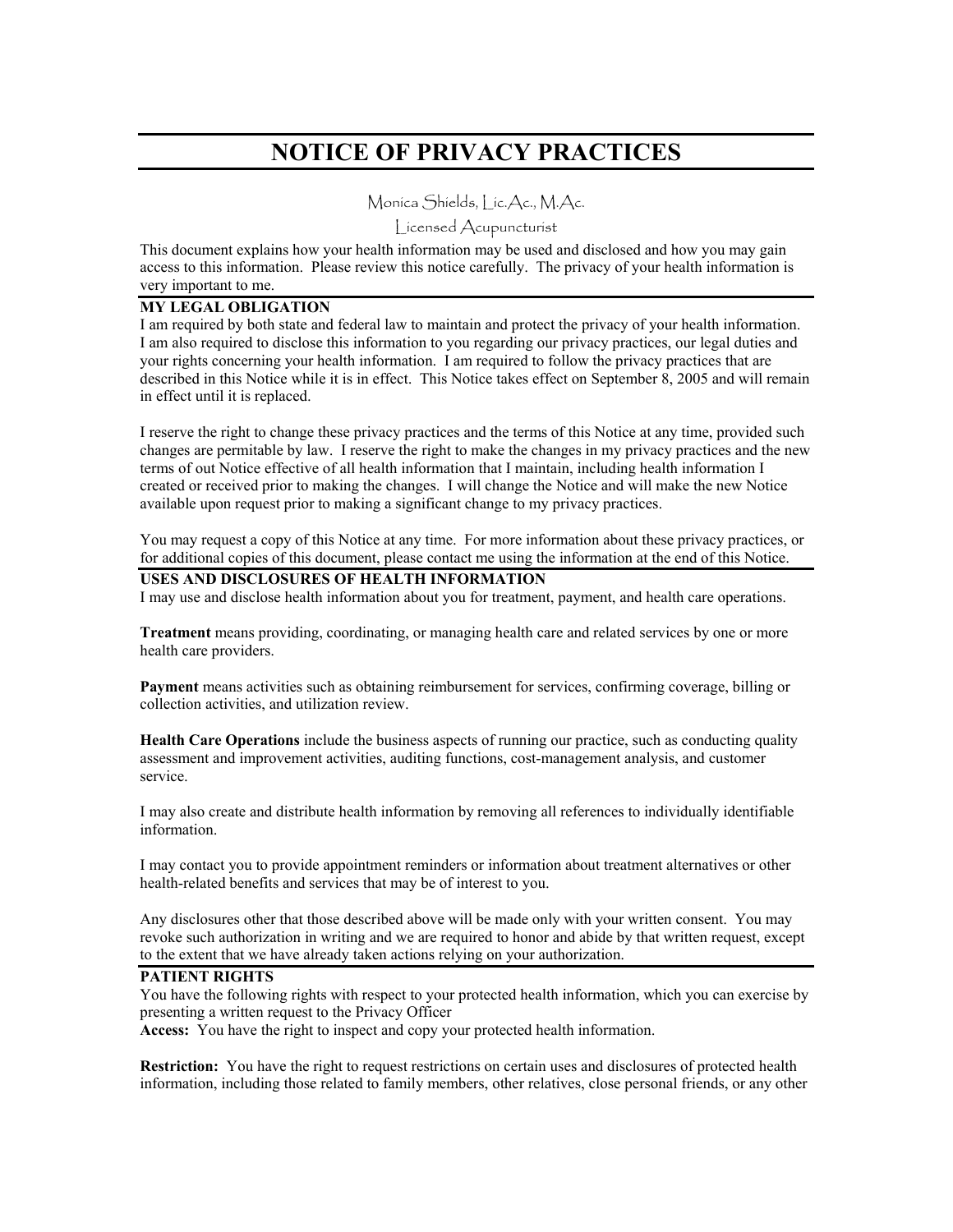# NOTICE OF PRIVACY PRACTICES

Monica Shields, Lic.Ac., M.Ac.

Licensed Acupuncturist

This document explains how your health information may be used and disclosed and how you may gain access to this information. Please review this notice carefully. The privacy of your health information is very important to me.

## MY LEGAL OBLIGATION

I am required by both state and federal law to maintain and protect the privacy of your health information. I am also required to disclose this information to you regarding our privacy practices, our legal duties and your rights concerning your health information. I am required to follow the privacy practices that are described in this Notice while it is in effect. This Notice takes effect on September 8, 2005 and will remain in effect until it is replaced.

I reserve the right to change these privacy practices and the terms of this Notice at any time, provided such changes are permitable by law. I reserve the right to make the changes in my privacy practices and the new terms of out Notice effective of all health information that I maintain, including health information I created or received prior to making the changes. I will change the Notice and will make the new Notice available upon request prior to making a significant change to my privacy practices.

You may request a copy of this Notice at any time. For more information about these privacy practices, or for additional copies of this document, please contact me using the information at the end of this Notice.

## USES AND DISCLOSURES OF HEALTH INFORMATION

I may use and disclose health information about you for treatment, payment, and health care operations.

**Treatment** means providing, coordinating, or managing health care and related services by one or more health care providers.

**Payment** means activities such as obtaining reimbursement for services, confirming coverage, billing or collection activities, and utilization review.

**Health Care Operations** include the business aspects of running our practice, such as conducting quality assessment and improvement activities, auditing functions, cost-management analysis, and customer service.

I may also create and distribute health information by removing all references to individually identifiable information.

I may contact you to provide appointment reminders or information about treatment alternatives or other health-related benefits and services that may be of interest to you.

Any disclosures other that those described above will be made only with your written consent. You may revoke such authorization in writing and we are required to honor and abide by that written request, except to the extent that we have already taken actions relying on your authorization.

## PATIENT RIGHTS

You have the following rights with respect to your protected health information, which you can exercise by presenting a written request to the Privacy Officer

**Access:** You have the right to inspect and copy your protected health information.

**Restriction:** You have the right to request restrictions on certain uses and disclosures of protected health information, including those related to family members, other relatives, close personal friends, or any other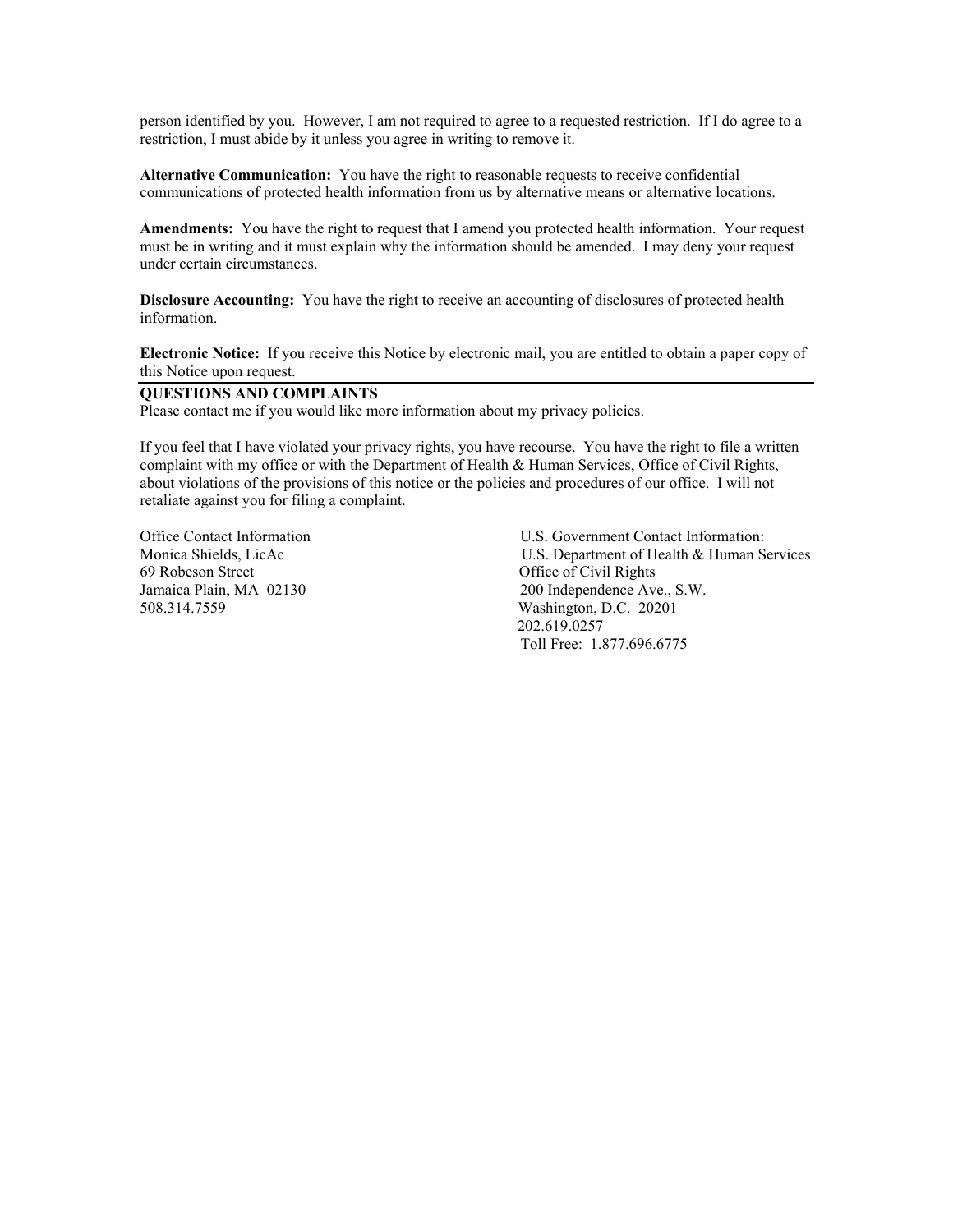person identified by you. However, I am not required to agree to a requested restriction. If I do agree to a restriction, I must abide by it unless you agree in writing to remove it.

**Alternative Communication:** You have the right to reasonable requests to receive confidential communications of protected health information from us by alternative means or alternative locations.

**Amendments:** You have the right to request that I amend you protected health information. Your request must be in writing and it must explain why the information should be amended. I may deny your request under certain circumstances.

**Disclosure Accounting:** You have the right to receive an accounting of disclosures of protected health information.

**Electronic Notice:** If you receive this Notice by electronic mail, you are entitled to obtain a paper copy of this Notice upon request.

## QUESTIONS AND COMPLAINTS

Please contact me if you would like more information about my privacy policies.

If you feel that I have violated your privacy rights, you have recourse. You have the right to file a written complaint with my office or with the Department of Health & Human Services, Office of Civil Rights, about violations of the provisions of this notice or the policies and procedures of our office. I will not retaliate against you for filing a complaint.

Office Contact Information
Monica Shields, LicAc
69 Robeson Street
Jamaica Plain, MA 02130
508.314.7559

U.S. Government Contact Information:
U.S. Department of Health & Human Services
Office of Civil Rights
200 Independence Ave., S.W.
Washington, D.C. 20201
202.619.0257
Toll Free: 1.877.696.6775